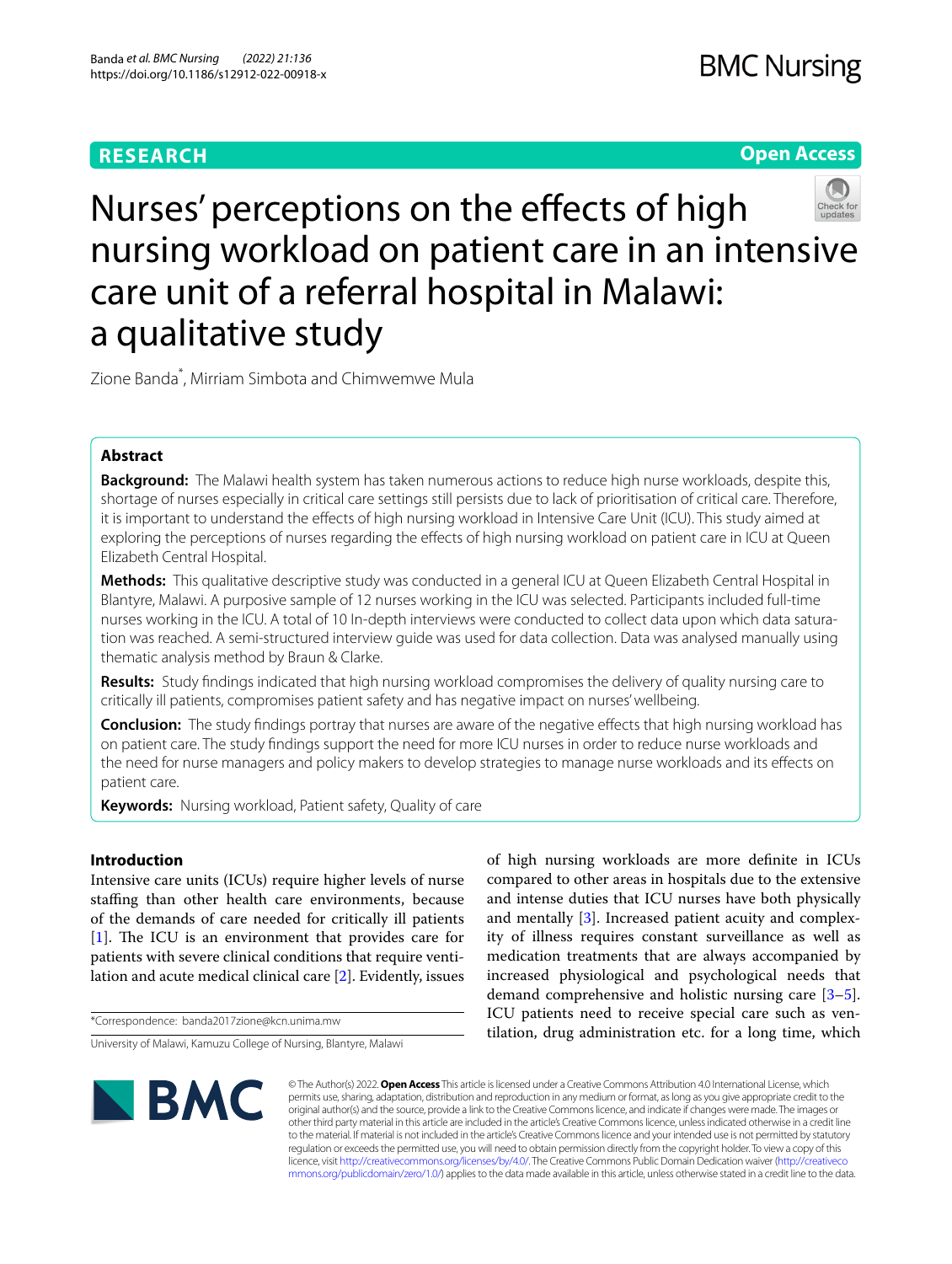RESEARCH

Open Access

# Nurses' perceptions on the effects of high nursing workload on patient care in an intensive care unit of a referral hospital in Malawi: a qualitative study

Zione Banda[*], Mirriam Simbota and Chimwemwe Mula

## Abstract

**Background:** The Malawi health system has taken numerous actions to reduce high nurse workloads, despite this, shortage of nurses especially in critical care settings still persists due to lack of prioritisation of critical care. Therefore, it is important to understand the effects of high nursing workload in Intensive Care Unit (ICU). This study aimed at exploring the perceptions of nurses regarding the effects of high nursing workload on patient care in ICU at Queen Elizabeth Central Hospital.

**Methods:** This qualitative descriptive study was conducted in a general ICU at Queen Elizabeth Central Hospital in Blantyre, Malawi. A purposive sample of 12 nurses working in the ICU was selected. Participants included full-time nurses working in the ICU. A total of 10 In-depth interviews were conducted to collect data upon which data saturation was reached. A semi-structured interview guide was used for data collection. Data was analysed manually using thematic analysis method by Braun & Clarke.

**Results:** Study findings indicated that high nursing workload compromises the delivery of quality nursing care to critically ill patients, compromises patient safety and has negative impact on nurses' wellbeing.

**Conclusion:** The study findings portray that nurses are aware of the negative effects that high nursing workload has on patient care. The study findings support the need for more ICU nurses in order to reduce nurse workloads and the need for nurse managers and policy makers to develop strategies to manage nurse workloads and its effects on patient care.

**Keywords:** Nursing workload, Patient safety, Quality of care

## Introduction

Intensive care units (ICUs) require higher levels of nurse staffing than other health care environments, because of the demands of care needed for critically ill patients [1]. The ICU is an environment that provides care for patients with severe clinical conditions that require ventilation and acute medical clinical care [2]. Evidently, issues of high nursing workloads are more definite in ICUs compared to other areas in hospitals due to the extensive and intense duties that ICU nurses have both physically and mentally [3]. Increased patient acuity and complexity of illness requires constant surveillance as well as medication treatments that are always accompanied by increased physiological and psychological needs that demand comprehensive and holistic nursing care [3–5]. ICU patients need to receive special care such as ventilation, drug administration etc. for a long time, which

*Correspondence: banda2017zione@kcn.unima.mw

University of Malawi, Kamuzu College of Nursing, Blantyre, Malawi

© The Author(s) 2022. **Open Access** This article is licensed under a Creative Commons Attribution 4.0 International License, which permits use, sharing, adaptation, distribution and reproduction in any medium or format, as long as you give appropriate credit to the original author(s) and the source, provide a link to the Creative Commons licence, and indicate if changes were made. The images or other third party material in this article are included in the article's Creative Commons licence, unless indicated otherwise in a credit line to the material. If material is not included in the article's Creative Commons licence and your intended use is not permitted by statutory regulation or exceeds the permitted use, you will need to obtain permission directly from the copyright holder. To view a copy of this licence, visit http://creativecommons.org/licenses/by/4.0/. The Creative Commons Public Domain Dedication waiver (http://creativecommons.org/publicdomain/zero/1.0/) applies to the data made available in this article, unless otherwise stated in a credit line to the data.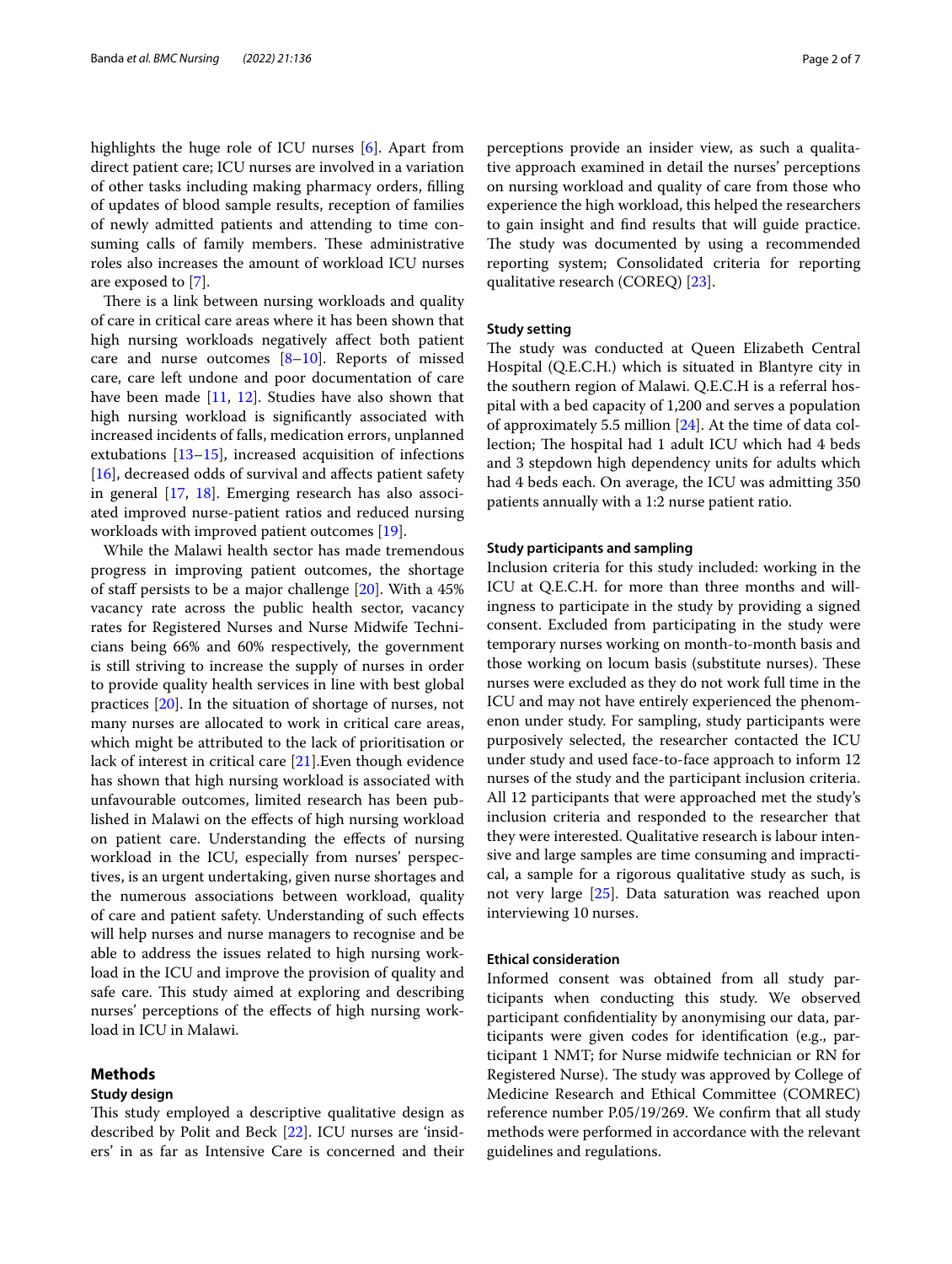highlights the huge role of ICU nurses [6]. Apart from direct patient care; ICU nurses are involved in a variation of other tasks including making pharmacy orders, filling of updates of blood sample results, reception of families of newly admitted patients and attending to time consuming calls of family members. These administrative roles also increases the amount of workload ICU nurses are exposed to [7].

There is a link between nursing workloads and quality of care in critical care areas where it has been shown that high nursing workloads negatively affect both patient care and nurse outcomes [8–10]. Reports of missed care, care left undone and poor documentation of care have been made [11, 12]. Studies have also shown that high nursing workload is significantly associated with increased incidents of falls, medication errors, unplanned extubations [13–15], increased acquisition of infections [16], decreased odds of survival and affects patient safety in general [17, 18]. Emerging research has also associated improved nurse-patient ratios and reduced nursing workloads with improved patient outcomes [19].

While the Malawi health sector has made tremendous progress in improving patient outcomes, the shortage of staff persists to be a major challenge [20]. With a 45% vacancy rate across the public health sector, vacancy rates for Registered Nurses and Nurse Midwife Technicians being 66% and 60% respectively, the government is still striving to increase the supply of nurses in order to provide quality health services in line with best global practices [20]. In the situation of shortage of nurses, not many nurses are allocated to work in critical care areas, which might be attributed to the lack of prioritisation or lack of interest in critical care [21].Even though evidence has shown that high nursing workload is associated with unfavourable outcomes, limited research has been published in Malawi on the effects of high nursing workload on patient care. Understanding the effects of nursing workload in the ICU, especially from nurses' perspectives, is an urgent undertaking, given nurse shortages and the numerous associations between workload, quality of care and patient safety. Understanding of such effects will help nurses and nurse managers to recognise and be able to address the issues related to high nursing workload in the ICU and improve the provision of quality and safe care. This study aimed at exploring and describing nurses' perceptions of the effects of high nursing workload in ICU in Malawi.

## Methods

### Study design

This study employed a descriptive qualitative design as described by Polit and Beck [22]. ICU nurses are 'insiders' in as far as Intensive Care is concerned and their perceptions provide an insider view, as such a qualitative approach examined in detail the nurses' perceptions on nursing workload and quality of care from those who experience the high workload, this helped the researchers to gain insight and find results that will guide practice. The study was documented by using a recommended reporting system; Consolidated criteria for reporting qualitative research (COREQ) [23].

### Study setting

The study was conducted at Queen Elizabeth Central Hospital (Q.E.C.H.) which is situated in Blantyre city in the southern region of Malawi. Q.E.C.H is a referral hospital with a bed capacity of 1,200 and serves a population of approximately 5.5 million [24]. At the time of data collection; The hospital had 1 adult ICU which had 4 beds and 3 stepdown high dependency units for adults which had 4 beds each. On average, the ICU was admitting 350 patients annually with a 1:2 nurse patient ratio.

### Study participants and sampling

Inclusion criteria for this study included: working in the ICU at Q.E.C.H. for more than three months and willingness to participate in the study by providing a signed consent. Excluded from participating in the study were temporary nurses working on month-to-month basis and those working on locum basis (substitute nurses). These nurses were excluded as they do not work full time in the ICU and may not have entirely experienced the phenomenon under study. For sampling, study participants were purposively selected, the researcher contacted the ICU under study and used face-to-face approach to inform 12 nurses of the study and the participant inclusion criteria. All 12 participants that were approached met the study's inclusion criteria and responded to the researcher that they were interested. Qualitative research is labour intensive and large samples are time consuming and impractical, a sample for a rigorous qualitative study as such, is not very large [25]. Data saturation was reached upon interviewing 10 nurses.

### Ethical consideration

Informed consent was obtained from all study participants when conducting this study. We observed participant confidentiality by anonymising our data, participants were given codes for identification (e.g., participant 1 NMT; for Nurse midwife technician or RN for Registered Nurse). The study was approved by College of Medicine Research and Ethical Committee (COMREC) reference number P.05/19/269. We confirm that all study methods were performed in accordance with the relevant guidelines and regulations.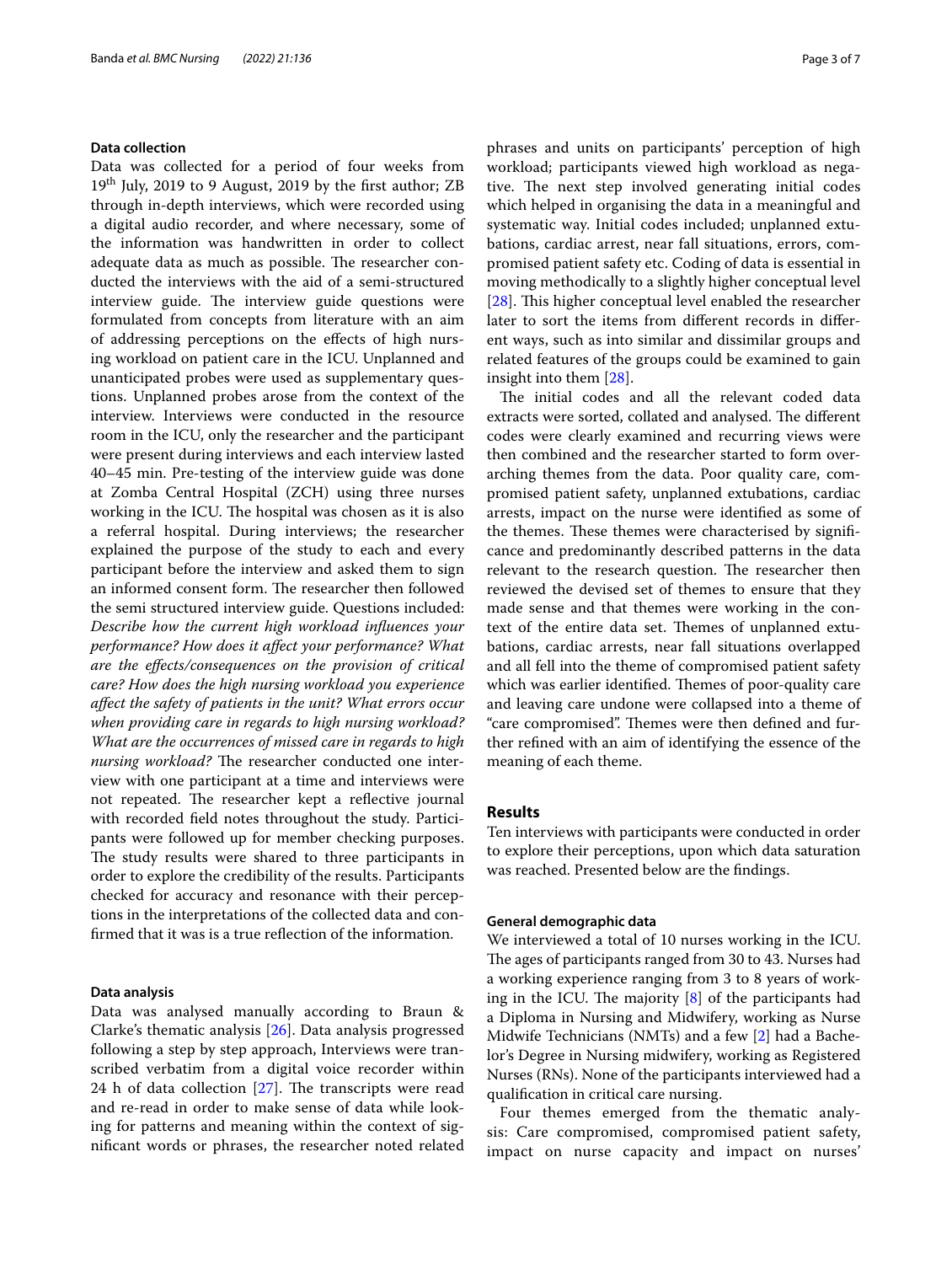### Data collection

Data was collected for a period of four weeks from 19th July, 2019 to 9 August, 2019 by the first author; ZB through in-depth interviews, which were recorded using a digital audio recorder, and where necessary, some of the information was handwritten in order to collect adequate data as much as possible. The researcher conducted the interviews with the aid of a semi-structured interview guide. The interview guide questions were formulated from concepts from literature with an aim of addressing perceptions on the effects of high nursing workload on patient care in the ICU. Unplanned and unanticipated probes were used as supplementary questions. Unplanned probes arose from the context of the interview. Interviews were conducted in the resource room in the ICU, only the researcher and the participant were present during interviews and each interview lasted 40–45 min. Pre-testing of the interview guide was done at Zomba Central Hospital (ZCH) using three nurses working in the ICU. The hospital was chosen as it is also a referral hospital. During interviews; the researcher explained the purpose of the study to each and every participant before the interview and asked them to sign an informed consent form. The researcher then followed the semi structured interview guide. Questions included: *Describe how the current high workload influences your performance? How does it affect your performance? What are the effects/consequences on the provision of critical care? How does the high nursing workload you experience affect the safety of patients in the unit? What errors occur when providing care in regards to high nursing workload? What are the occurrences of missed care in regards to high nursing workload?* The researcher conducted one interview with one participant at a time and interviews were not repeated. The researcher kept a reflective journal with recorded field notes throughout the study. Participants were followed up for member checking purposes. The study results were shared to three participants in order to explore the credibility of the results. Participants checked for accuracy and resonance with their perceptions in the interpretations of the collected data and confirmed that it was is a true reflection of the information.

### Data analysis

Data was analysed manually according to Braun & Clarke's thematic analysis [26]. Data analysis progressed following a step by step approach, Interviews were transcribed verbatim from a digital voice recorder within 24 h of data collection [27]. The transcripts were read and re-read in order to make sense of data while looking for patterns and meaning within the context of significant words or phrases, the researcher noted related phrases and units on participants' perception of high workload; participants viewed high workload as negative. The next step involved generating initial codes which helped in organising the data in a meaningful and systematic way. Initial codes included; unplanned extubations, cardiac arrest, near fall situations, errors, compromised patient safety etc. Coding of data is essential in moving methodically to a slightly higher conceptual level [28]. This higher conceptual level enabled the researcher later to sort the items from different records in different ways, such as into similar and dissimilar groups and related features of the groups could be examined to gain insight into them [28].

The initial codes and all the relevant coded data extracts were sorted, collated and analysed. The different codes were clearly examined and recurring views were then combined and the researcher started to form overarching themes from the data. Poor quality care, compromised patient safety, unplanned extubations, cardiac arrests, impact on the nurse were identified as some of the themes. These themes were characterised by significance and predominantly described patterns in the data relevant to the research question. The researcher then reviewed the devised set of themes to ensure that they made sense and that themes were working in the context of the entire data set. Themes of unplanned extubations, cardiac arrests, near fall situations overlapped and all fell into the theme of compromised patient safety which was earlier identified. Themes of poor-quality care and leaving care undone were collapsed into a theme of "care compromised". Themes were then defined and further refined with an aim of identifying the essence of the meaning of each theme.

## Results

Ten interviews with participants were conducted in order to explore their perceptions, upon which data saturation was reached. Presented below are the findings.

### General demographic data

We interviewed a total of 10 nurses working in the ICU. The ages of participants ranged from 30 to 43. Nurses had a working experience ranging from 3 to 8 years of working in the ICU. The majority [8] of the participants had a Diploma in Nursing and Midwifery, working as Nurse Midwife Technicians (NMTs) and a few [2] had a Bachelor's Degree in Nursing midwifery, working as Registered Nurses (RNs). None of the participants interviewed had a qualification in critical care nursing.

Four themes emerged from the thematic analysis: Care compromised, compromised patient safety, impact on nurse capacity and impact on nurses'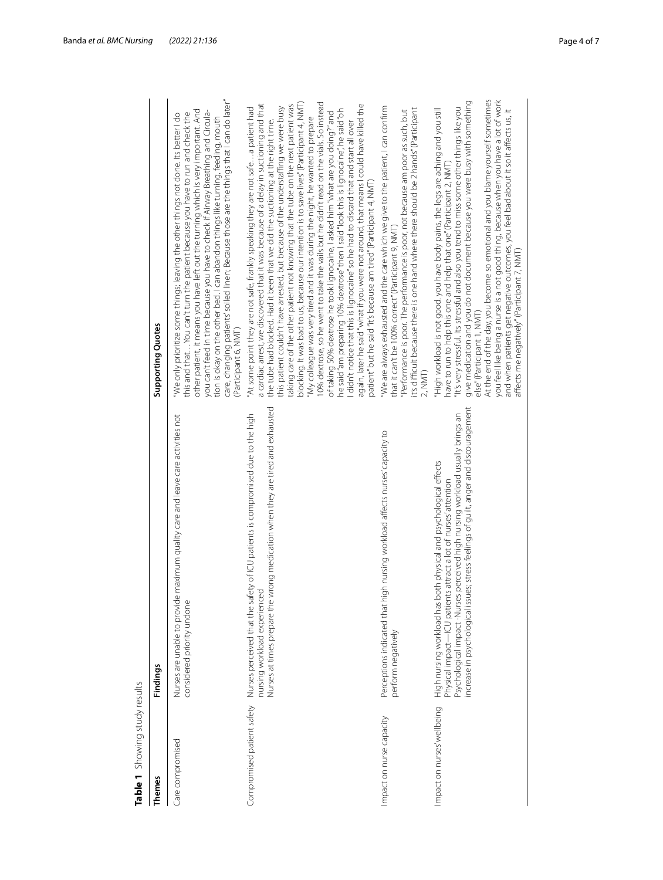**Table 1** Showing study results

| Themes | Findings | Supporting Quotes |
|---|---|---|
| Care compromised | Nurses are unable to provide maximum quality care and leave care activities not considered priority undone | "We only prioritize some things; leaving the other things not done. Its better I do this and that… You can't turn the patient because you have to run and check the other patient, it means you have left out the turning which is very important. And you can't feed in time because you have to check if Airway Breathing and Circulation is okay on the other bed. I can abandon things like turning, feeding, mouth care, changing patients' soiled linen; Because those are the things that I can do later" (Participant 6, NMT) |
| Compromised patient safety | Nurses perceived that the safety of ICU patients is compromised due to the high nursing workload experienced<br>Nurses at times prepare the wrong medication when they are tired and exhausted | "At some point they are not safe, frankly speaking they are not safe…a patient had a cardiac arrest, we discovered that it was because of a delay in suctioning and that the tube had blocked. Had it been that we did the suctioning at the right time, this patient couldn't have arrested, but because of the understaffing we were busy taking care of the other patient not knowing that the tube on the next patient was blocking. It was bad to us, because our intention is to save lives" (Participant 4, NMT)<br>"My colleague was very tired and it was during the night, he wanted to prepare 10% dextrose, so he went to take the vails but he didn't read on the vials. So instead of taking 50% dextrose he took lignocaine, I asked him "what are you doing?" and he said "am preparing 10% dextrose" then I said "look this is lignocaine", he said "oh I didn't notice that this is lignocaine" so he had to discard that and start all over again, later he said "what if you were not around, that means I could have killed the patient" but he said "it's because am tired" (Participant 4, NMT) |
| Impact on nurse capacity | Perceptions indicated that high nursing workload affects nurses' capacity to perform negatively | "We are always exhausted and the care which we give to the patient, I can confirm that it can't be 100% correct" (Participant 9, NMT)<br>"Performance is poor. The performance is poor, not because am poor as such, but it's difficult because there is one hand where there should be 2 hands" (Participant 2, NMT) |
| Impact on nurses' wellbeing | High nursing workload has both physical and psychological effects<br>Physical impact—ICU patients attract a lot of nurses' attention<br>Psychological impact -Nurses perceived high nursing workload usually brings an increase in psychological issues; stress feelings of guilt, anger and discouragement | "High workload is not good, you have body pains, the legs are aching and you still have to run to help this one and help that one" (Participant 2, NMT)<br>"It's very stressful. Its stressful and also you tend to miss some other things like you give medication and you do not document because you were busy with something else" (Participant 1, NMT)<br>At the end of the day, you become so emotional and you blame yourself sometimes you feel like being a nurse is a not good thing, because when you have a lot of work and when patients get negative outcomes, you feel bad about it so it affects us, it affects me negatively" (Participant 7, NMT) |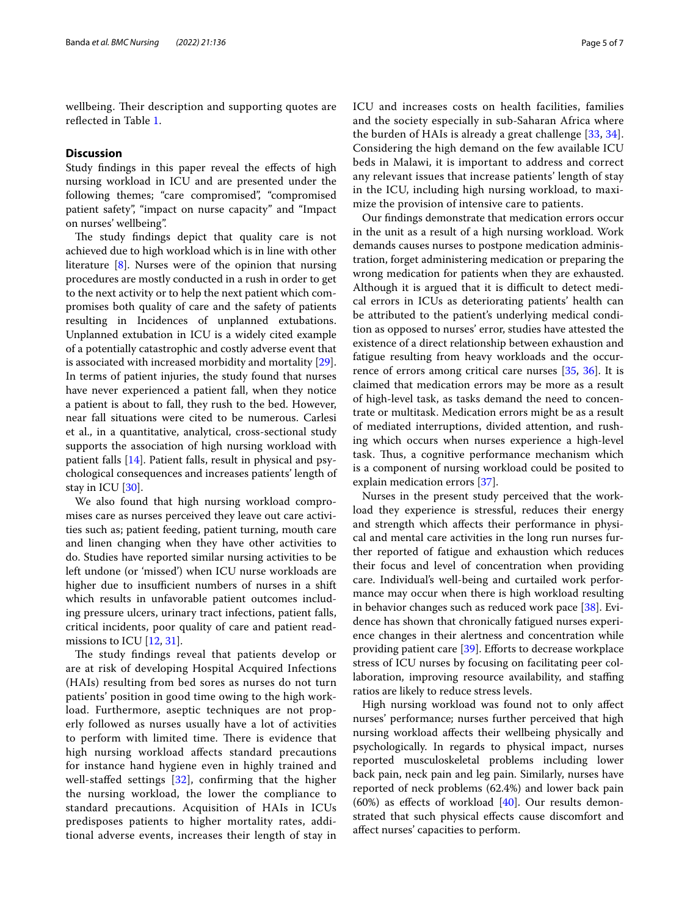wellbeing. Their description and supporting quotes are reflected in Table 1.

## Discussion

Study findings in this paper reveal the effects of high nursing workload in ICU and are presented under the following themes; "care compromised", "compromised patient safety", "impact on nurse capacity" and "Impact on nurses' wellbeing".

The study findings depict that quality care is not achieved due to high workload which is in line with other literature [8]. Nurses were of the opinion that nursing procedures are mostly conducted in a rush in order to get to the next activity or to help the next patient which compromises both quality of care and the safety of patients resulting in Incidences of unplanned extubations. Unplanned extubation in ICU is a widely cited example of a potentially catastrophic and costly adverse event that is associated with increased morbidity and mortality [29]. In terms of patient injuries, the study found that nurses have never experienced a patient fall, when they notice a patient is about to fall, they rush to the bed. However, near fall situations were cited to be numerous. Carlesi et al., in a quantitative, analytical, cross-sectional study supports the association of high nursing workload with patient falls [14]. Patient falls, result in physical and psychological consequences and increases patients' length of stay in ICU [30].

We also found that high nursing workload compromises care as nurses perceived they leave out care activities such as; patient feeding, patient turning, mouth care and linen changing when they have other activities to do. Studies have reported similar nursing activities to be left undone (or 'missed') when ICU nurse workloads are higher due to insufficient numbers of nurses in a shift which results in unfavorable patient outcomes including pressure ulcers, urinary tract infections, patient falls, critical incidents, poor quality of care and patient readmissions to ICU [12, 31].

The study findings reveal that patients develop or are at risk of developing Hospital Acquired Infections (HAIs) resulting from bed sores as nurses do not turn patients' position in good time owing to the high workload. Furthermore, aseptic techniques are not properly followed as nurses usually have a lot of activities to perform with limited time. There is evidence that high nursing workload affects standard precautions for instance hand hygiene even in highly trained and well-staffed settings [32], confirming that the higher the nursing workload, the lower the compliance to standard precautions. Acquisition of HAIs in ICUs predisposes patients to higher mortality rates, additional adverse events, increases their length of stay in ICU and increases costs on health facilities, families and the society especially in sub-Saharan Africa where the burden of HAIs is already a great challenge [33, 34]. Considering the high demand on the few available ICU beds in Malawi, it is important to address and correct any relevant issues that increase patients' length of stay in the ICU, including high nursing workload, to maximize the provision of intensive care to patients.

Our findings demonstrate that medication errors occur in the unit as a result of a high nursing workload. Work demands causes nurses to postpone medication administration, forget administering medication or preparing the wrong medication for patients when they are exhausted. Although it is argued that it is difficult to detect medical errors in ICUs as deteriorating patients' health can be attributed to the patient's underlying medical condition as opposed to nurses' error, studies have attested the existence of a direct relationship between exhaustion and fatigue resulting from heavy workloads and the occurrence of errors among critical care nurses [35, 36]. It is claimed that medication errors may be more as a result of high-level task, as tasks demand the need to concentrate or multitask. Medication errors might be as a result of mediated interruptions, divided attention, and rushing which occurs when nurses experience a high-level task. Thus, a cognitive performance mechanism which is a component of nursing workload could be posited to explain medication errors [37].

Nurses in the present study perceived that the workload they experience is stressful, reduces their energy and strength which affects their performance in physical and mental care activities in the long run nurses further reported of fatigue and exhaustion which reduces their focus and level of concentration when providing care. Individual's well-being and curtailed work performance may occur when there is high workload resulting in behavior changes such as reduced work pace [38]. Evidence has shown that chronically fatigued nurses experience changes in their alertness and concentration while providing patient care [39]. Efforts to decrease workplace stress of ICU nurses by focusing on facilitating peer collaboration, improving resource availability, and staffing ratios are likely to reduce stress levels.

High nursing workload was found not to only affect nurses' performance; nurses further perceived that high nursing workload affects their wellbeing physically and psychologically. In regards to physical impact, nurses reported musculoskeletal problems including lower back pain, neck pain and leg pain. Similarly, nurses have reported of neck problems (62.4%) and lower back pain (60%) as effects of workload [40]. Our results demonstrated that such physical effects cause discomfort and affect nurses' capacities to perform.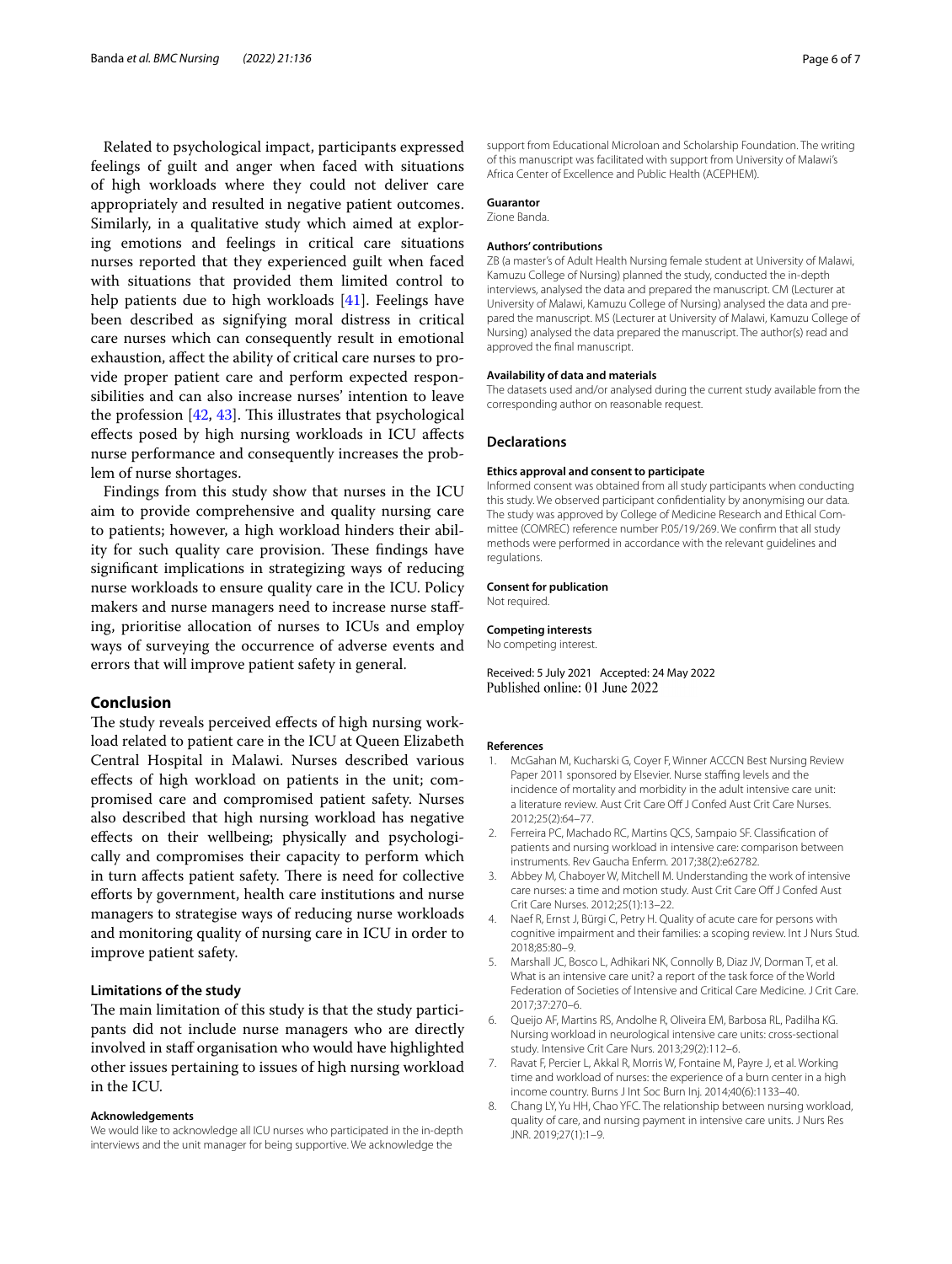Related to psychological impact, participants expressed feelings of guilt and anger when faced with situations of high workloads where they could not deliver care appropriately and resulted in negative patient outcomes. Similarly, in a qualitative study which aimed at exploring emotions and feelings in critical care situations nurses reported that they experienced guilt when faced with situations that provided them limited control to help patients due to high workloads [41]. Feelings have been described as signifying moral distress in critical care nurses which can consequently result in emotional exhaustion, affect the ability of critical care nurses to provide proper patient care and perform expected responsibilities and can also increase nurses' intention to leave the profession [42, 43]. This illustrates that psychological effects posed by high nursing workloads in ICU affects nurse performance and consequently increases the problem of nurse shortages.

Findings from this study show that nurses in the ICU aim to provide comprehensive and quality nursing care to patients; however, a high workload hinders their ability for such quality care provision. These findings have significant implications in strategizing ways of reducing nurse workloads to ensure quality care in the ICU. Policy makers and nurse managers need to increase nurse staffing, prioritise allocation of nurses to ICUs and employ ways of surveying the occurrence of adverse events and errors that will improve patient safety in general.

## Conclusion

The study reveals perceived effects of high nursing workload related to patient care in the ICU at Queen Elizabeth Central Hospital in Malawi. Nurses described various effects of high workload on patients in the unit; compromised care and compromised patient safety. Nurses also described that high nursing workload has negative effects on their wellbeing; physically and psychologically and compromises their capacity to perform which in turn affects patient safety. There is need for collective efforts by government, health care institutions and nurse managers to strategise ways of reducing nurse workloads and monitoring quality of nursing care in ICU in order to improve patient safety.

### Limitations of the study

The main limitation of this study is that the study participants did not include nurse managers who are directly involved in staff organisation who would have highlighted other issues pertaining to issues of high nursing workload in the ICU.

#### Acknowledgements

We would like to acknowledge all ICU nurses who participated in the in-depth interviews and the unit manager for being supportive. We acknowledge the support from Educational Microloan and Scholarship Foundation. The writing of this manuscript was facilitated with support from University of Malawi's Africa Center of Excellence and Public Health (ACEPHEM).

#### Guarantor

Zione Banda.

#### Authors' contributions

ZB (a master's of Adult Health Nursing female student at University of Malawi, Kamuzu College of Nursing) planned the study, conducted the in-depth interviews, analysed the data and prepared the manuscript. CM (Lecturer at University of Malawi, Kamuzu College of Nursing) analysed the data and prepared the manuscript. MS (Lecturer at University of Malawi, Kamuzu College of Nursing) analysed the data prepared the manuscript. The author(s) read and approved the final manuscript.

#### Availability of data and materials

The datasets used and/or analysed during the current study available from the corresponding author on reasonable request.

### Declarations

#### Ethics approval and consent to participate

Informed consent was obtained from all study participants when conducting this study. We observed participant confidentiality by anonymising our data. The study was approved by College of Medicine Research and Ethical Committee (COMREC) reference number P.05/19/269. We confirm that all study methods were performed in accordance with the relevant guidelines and regulations.

#### Consent for publication

Not required.

#### Competing interests

No competing interest.

Received: 5 July 2021 Accepted: 24 May 2022
Published online: 01 June 2022

#### References

1. McGahan M, Kucharski G, Coyer F, Winner ACCCN Best Nursing Review Paper 2011 sponsored by Elsevier. Nurse staffing levels and the incidence of mortality and morbidity in the adult intensive care unit: a literature review. Aust Crit Care Off J Confed Aust Crit Care Nurses. 2012;25(2):64–77.
2. Ferreira PC, Machado RC, Martins QCS, Sampaio SF. Classification of patients and nursing workload in intensive care: comparison between instruments. Rev Gaucha Enferm. 2017;38(2):e62782.
3. Abbey M, Chaboyer W, Mitchell M. Understanding the work of intensive care nurses: a time and motion study. Aust Crit Care Off J Confed Aust Crit Care Nurses. 2012;25(1):13–22.
4. Naef R, Ernst J, Bürgi C, Petry H. Quality of acute care for persons with cognitive impairment and their families: a scoping review. Int J Nurs Stud. 2018;85:80–9.
5. Marshall JC, Bosco L, Adhikari NK, Connolly B, Diaz JV, Dorman T, et al. What is an intensive care unit? a report of the task force of the World Federation of Societies of Intensive and Critical Care Medicine. J Crit Care. 2017;37:270–6.
6. Queijo AF, Martins RS, Andolhe R, Oliveira EM, Barbosa RL, Padilha KG. Nursing workload in neurological intensive care units: cross-sectional study. Intensive Crit Care Nurs. 2013;29(2):112–6.
7. Ravat F, Percier L, Akkal R, Morris W, Fontaine M, Payre J, et al. Working time and workload of nurses: the experience of a burn center in a high income country. Burns J Int Soc Burn Inj. 2014;40(6):1133–40.
8. Chang LY, Yu HH, Chao YFC. The relationship between nursing workload, quality of care, and nursing payment in intensive care units. J Nurs Res JNR. 2019;27(1):1–9.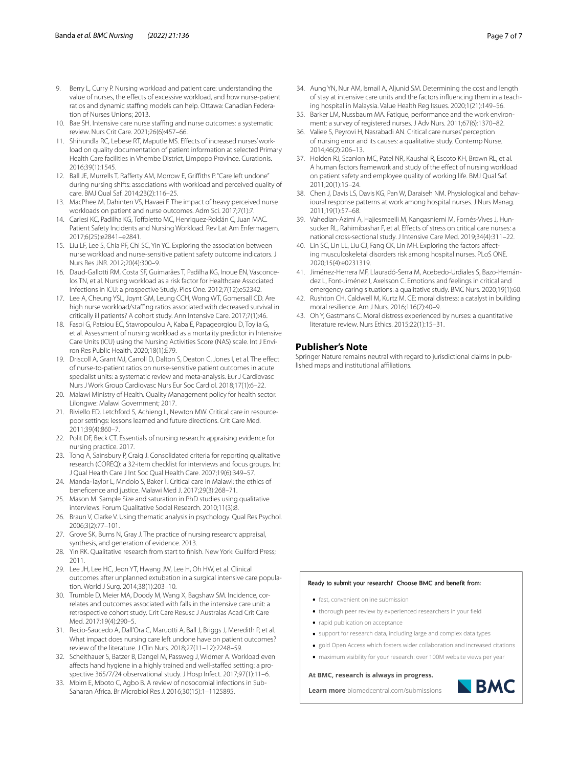9. Berry L, Curry P. Nursing workload and patient care: understanding the value of nurses, the effects of excessive workload, and how nurse-patient ratios and dynamic staffing models can help. Ottawa: Canadian Federation of Nurses Unions; 2013.
10. Bae SH. Intensive care nurse staffing and nurse outcomes: a systematic review. Nurs Crit Care. 2021;26(6):457–66.
11. Shihundla RC, Lebese RT, Maputle MS. Effects of increased nurses' workload on quality documentation of patient information at selected Primary Health Care facilities in Vhembe District, Limpopo Province. Curationis. 2016;39(1):1545.
12. Ball JE, Murrells T, Rafferty AM, Morrow E, Griffiths P. "Care left undone" during nursing shifts: associations with workload and perceived quality of care. BMJ Qual Saf. 2014;23(2):116–25.
13. MacPhee M, Dahinten VS, Havaei F. The impact of heavy perceived nurse workloads on patient and nurse outcomes. Adm Sci. 2017;7(1):7.
14. Carlesi KC, Padilha KG, Toffoletto MC, Henriquez-Roldán C, Juan MAC. Patient Safety Incidents and Nursing Workload. Rev Lat Am Enfermagem. 2017;6(25):e2841–e2841.
15. Liu LF, Lee S, Chia PF, Chi SC, Yin YC. Exploring the association between nurse workload and nurse-sensitive patient safety outcome indicators. J Nurs Res JNR. 2012;20(4):300–9.
16. Daud-Gallotti RM, Costa SF, Guimarães T, Padilha KG, Inoue EN, Vasconcelos TN, et al. Nursing workload as a risk factor for Healthcare Associated Infections in ICU: a prospective Study. Plos One. 2012;7(12):e52342.
17. Lee A, Cheung YSL, Joynt GM, Leung CCH, Wong WT, Gomersall CD. Are high nurse workload/staffing ratios associated with decreased survival in critically ill patients? A cohort study. Ann Intensive Care. 2017;7(1):46.
18. Fasoi G, Patsiou EC, Stavropoulou A, Kaba E, Papageorgiou D, Toylia G, et al. Assessment of nursing workload as a mortality predictor in Intensive Care Units (ICU) using the Nursing Activities Score (NAS) scale. Int J Environ Res Public Health. 2020;18(1):E79.
19. Driscoll A, Grant MJ, Carroll D, Dalton S, Deaton C, Jones I, et al. The effect of nurse-to-patient ratios on nurse-sensitive patient outcomes in acute specialist units: a systematic review and meta-analysis. Eur J Cardiovasc Nurs J Work Group Cardiovasc Nurs Eur Soc Cardiol. 2018;17(1):6–22.
20. Malawi Ministry of Health. Quality Management policy for health sector. Lilongwe: Malawi Government; 2017.
21. Riviello ED, Letchford S, Achieng L, Newton MW. Critical care in resource-poor settings: lessons learned and future directions. Crit Care Med. 2011;39(4):860–7.
22. Polit DF, Beck CT. Essentials of nursing research: appraising evidence for nursing practice. 2017.
23. Tong A, Sainsbury P, Craig J. Consolidated criteria for reporting qualitative research (COREQ): a 32-item checklist for interviews and focus groups. Int J Qual Health Care J Int Soc Qual Health Care. 2007;19(6):349–57.
24. Manda-Taylor L, Mndolo S, Baker T. Critical care in Malawi: the ethics of beneficence and justice. Malawi Med J. 2017;29(3):268–71.
25. Mason M. Sample Size and saturation in PhD studies using qualitative interviews. Forum Qualitative Social Research. 2010;11(3):8.
26. Braun V, Clarke V. Using thematic analysis in psychology. Qual Res Psychol. 2006;3(2):77–101.
27. Grove SK, Burns N, Gray J. The practice of nursing research: appraisal, synthesis, and generation of evidence. 2013.
28. Yin RK. Qualitative research from start to finish. New York: Guilford Press; 2011.
29. Lee JH, Lee HC, Jeon YT, Hwang JW, Lee H, Oh HW, et al. Clinical outcomes after unplanned extubation in a surgical intensive care population. World J Surg. 2014;38(1):203–10.
30. Trumble D, Meier MA, Doody M, Wang X, Bagshaw SM. Incidence, correlates and outcomes associated with falls in the intensive care unit: a retrospective cohort study. Crit Care Resusc J Australas Acad Crit Care Med. 2017;19(4):290–5.
31. Recio-Saucedo A, Dall'Ora C, Maruotti A, Ball J, Briggs J, Meredith P, et al. What impact does nursing care left undone have on patient outcomes? review of the literature. J Clin Nurs. 2018;27(11–12):2248–59.
32. Scheithauer S, Batzer B, Dangel M, Passweg J, Widmer A. Workload even affects hand hygiene in a highly trained and well-staffed setting: a prospective 365/7/24 observational study. J Hosp Infect. 2017;97(1):11–6.
33. Mbim E, Mboto C, Agbo B. A review of nosocomial infections in Sub-Saharan Africa. Br Microbiol Res J. 2016;30(15):1–1125895.
34. Aung YN, Nur AM, Ismail A, Aljunid SM. Determining the cost and length of stay at intensive care units and the factors influencing them in a teaching hospital in Malaysia. Value Health Reg Issues. 2020;1(21):149–56.
35. Barker LM, Nussbaum MA. Fatigue, performance and the work environment: a survey of registered nurses. J Adv Nurs. 2011;67(6):1370–82.
36. Valiee S, Peyrovi H, Nasrabadi AN. Critical care nurses' perception of nursing error and its causes: a qualitative study. Contemp Nurse. 2014;46(2):206–13.
37. Holden RJ, Scanlon MC, Patel NR, Kaushal R, Escoto KH, Brown RL, et al. A human factors framework and study of the effect of nursing workload on patient safety and employee quality of working life. BMJ Qual Saf. 2011;20(1):15–24.
38. Chen J, Davis LS, Davis KG, Pan W, Daraiseh NM. Physiological and behavioural response patterns at work among hospital nurses. J Nurs Manag. 2011;19(1):57–68.
39. Vahedian-Azimi A, Hajiesmaeili M, Kangasniemi M, Fornés-Vives J, Hunsucker RL, Rahimibashar F, et al. Effects of stress on critical care nurses: a national cross-sectional study. J Intensive Care Med. 2019;34(4):311–22.
40. Lin SC, Lin LL, Liu CJ, Fang CK, Lin MH. Exploring the factors affecting musculoskeletal disorders risk among hospital nurses. PLoS ONE. 2020;15(4):e0231319.
41. Jiménez-Herrera MF, Llauradó-Serra M, Acebedo-Urdiales S, Bazo-Hernández L, Font-Jiménez I, Axelsson C. Emotions and feelings in critical and emergency caring situations: a qualitative study. BMC Nurs. 2020;19(1):60.
42. Rushton CH, Caldwell M, Kurtz M. CE: moral distress: a catalyst in building moral resilience. Am J Nurs. 2016;116(7):40–9.
43. Oh Y, Gastmans C. Moral distress experienced by nurses: a quantitative literature review. Nurs Ethics. 2015;22(1):15–31.

## Publisher's Note

Springer Nature remains neutral with regard to jurisdictional claims in published maps and institutional affiliations.

Ready to submit your research? Choose BMC and benefit from:

- fast, convenient online submission
- thorough peer review by experienced researchers in your field
- rapid publication on acceptance
- support for research data, including large and complex data types
- gold Open Access which fosters wider collaboration and increased citations
- maximum visibility for your research: over 100M website views per year

**At BMC, research is always in progress.**

**Learn more** biomedcentral.com/submissions

BMC